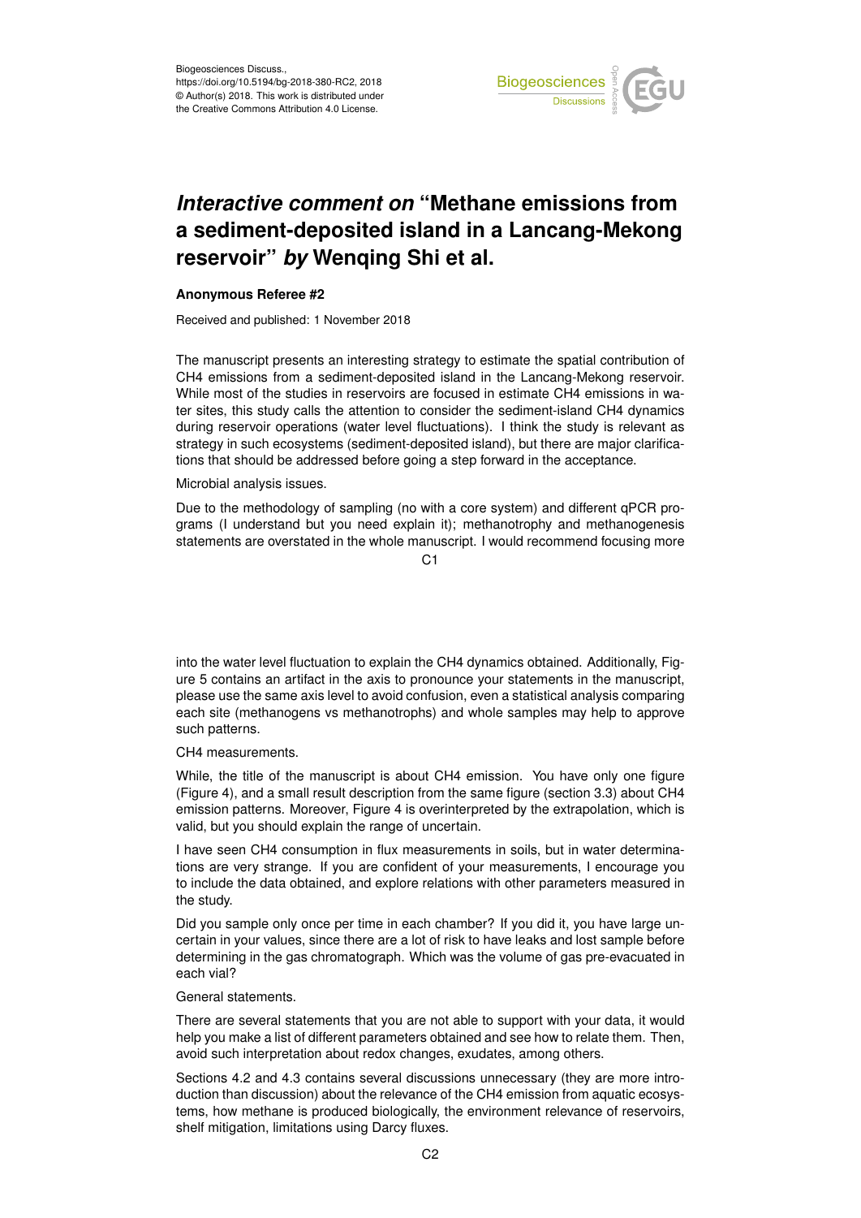# *Interactive comment on* "Methane emissions from a sediment-deposited island in a Lancang-Mekong reservoir" *by* Wenqing Shi et al.

**Anonymous Referee #2**

Received and published: 1 November 2018

The manuscript presents an interesting strategy to estimate the spatial contribution of CH4 emissions from a sediment-deposited island in the Lancang-Mekong reservoir. While most of the studies in reservoirs are focused in estimate CH4 emissions in water sites, this study calls the attention to consider the sediment-island CH4 dynamics during reservoir operations (water level fluctuations). I think the study is relevant as strategy in such ecosystems (sediment-deposited island), but there are major clarifications that should be addressed before going a step forward in the acceptance.

Microbial analysis issues.

Due to the methodology of sampling (no with a core system) and different qPCR programs (I understand but you need explain it); methanotrophy and methanogenesis statements are overstated in the whole manuscript. I would recommend focusing more into the water level fluctuation to explain the CH4 dynamics obtained. Additionally, Figure 5 contains an artifact in the axis to pronounce your statements in the manuscript, please use the same axis level to avoid confusion, even a statistical analysis comparing each site (methanogens vs methanotrophs) and whole samples may help to approve such patterns.

CH4 measurements.

While, the title of the manuscript is about CH4 emission. You have only one figure (Figure 4), and a small result description from the same figure (section 3.3) about CH4 emission patterns. Moreover, Figure 4 is overinterpreted by the extrapolation, which is valid, but you should explain the range of uncertain.

I have seen CH4 consumption in flux measurements in soils, but in water determinations are very strange. If you are confident of your measurements, I encourage you to include the data obtained, and explore relations with other parameters measured in the study.

Did you sample only once per time in each chamber? If you did it, you have large uncertain in your values, since there are a lot of risk to have leaks and lost sample before determining in the gas chromatograph. Which was the volume of gas pre-evacuated in each vial?

General statements.

There are several statements that you are not able to support with your data, it would help you make a list of different parameters obtained and see how to relate them. Then, avoid such interpretation about redox changes, exudates, among others.

Sections 4.2 and 4.3 contains several discussions unnecessary (they are more introduction than discussion) about the relevance of the CH4 emission from aquatic ecosystems, how methane is produced biologically, the environment relevance of reservoirs, shelf mitigation, limitations using Darcy fluxes.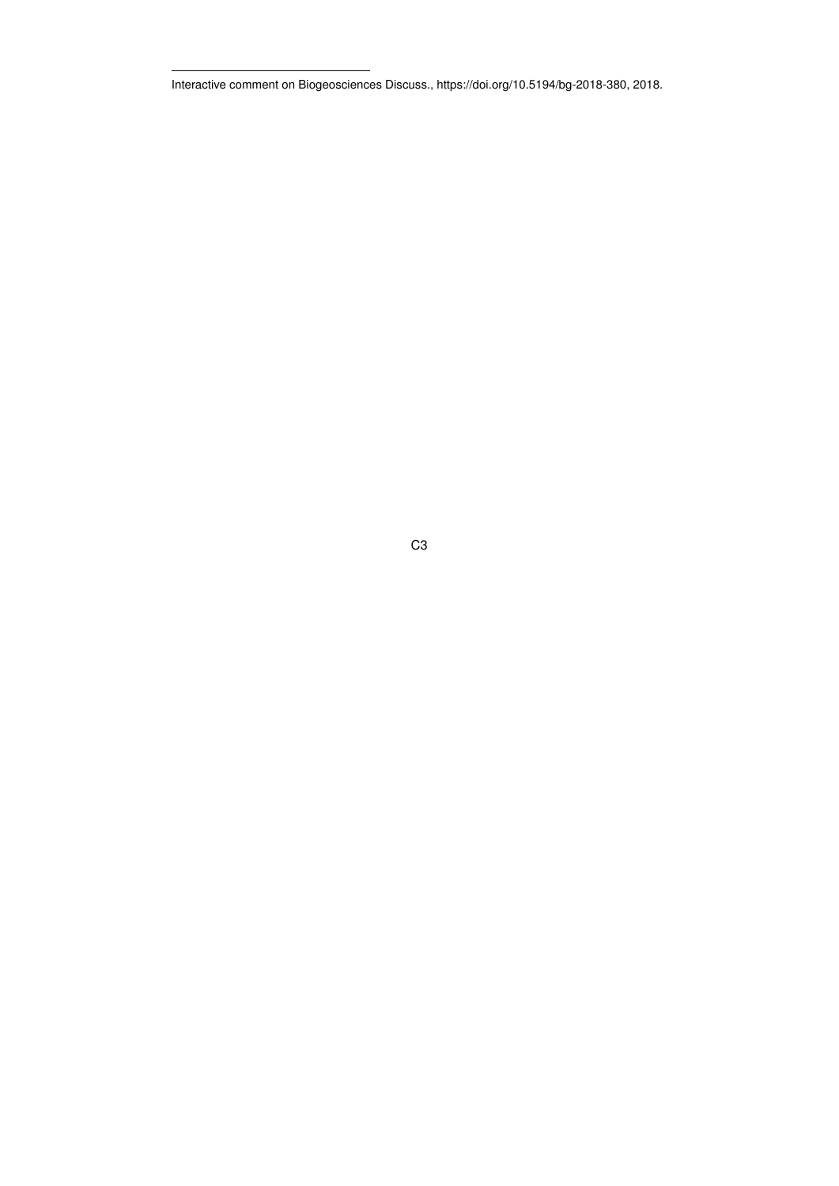Interactive comment on Biogeosciences Discuss., https://doi.org/10.5194/bg-2018-380, 2018.